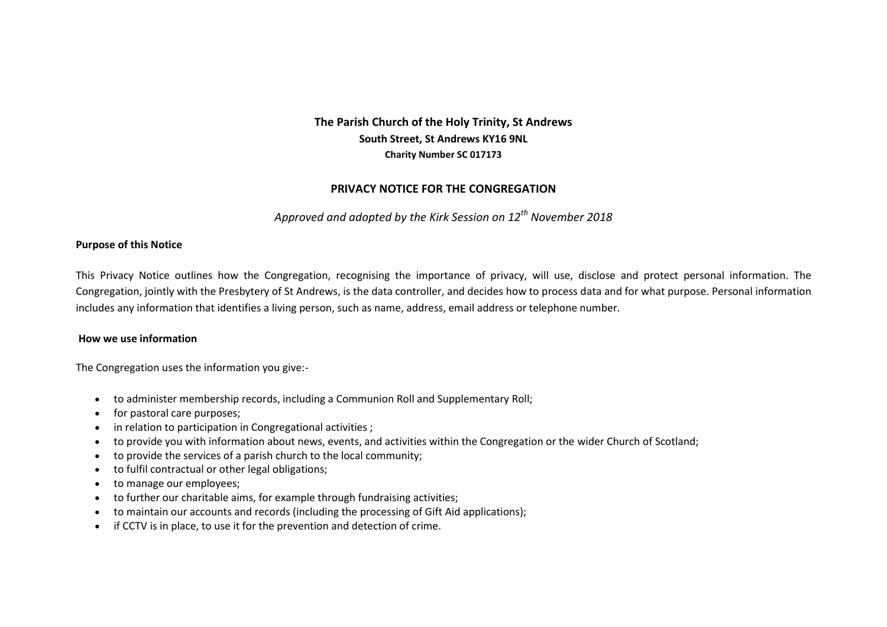**The Parish Church of the Holy Trinity, St Andrews**

**South Street, St Andrews KY16 9NL**

**Charity Number SC 017173**

# PRIVACY NOTICE FOR THE CONGREGATION

*Approved and adopted by the Kirk Session on 12th November 2018*

**Purpose of this Notice**

This Privacy Notice outlines how the Congregation, recognising the importance of privacy, will use, disclose and protect personal information. The Congregation, jointly with the Presbytery of St Andrews, is the data controller, and decides how to process data and for what purpose. Personal information includes any information that identifies a living person, such as name, address, email address or telephone number.

**How we use information**

The Congregation uses the information you give:-

- to administer membership records, including a Communion Roll and Supplementary Roll;
- for pastoral care purposes;
- in relation to participation in Congregational activities ;
- to provide you with information about news, events, and activities within the Congregation or the wider Church of Scotland;
- to provide the services of a parish church to the local community;
- to fulfil contractual or other legal obligations;
- to manage our employees;
- to further our charitable aims, for example through fundraising activities;
- to maintain our accounts and records (including the processing of Gift Aid applications);
- if CCTV is in place, to use it for the prevention and detection of crime.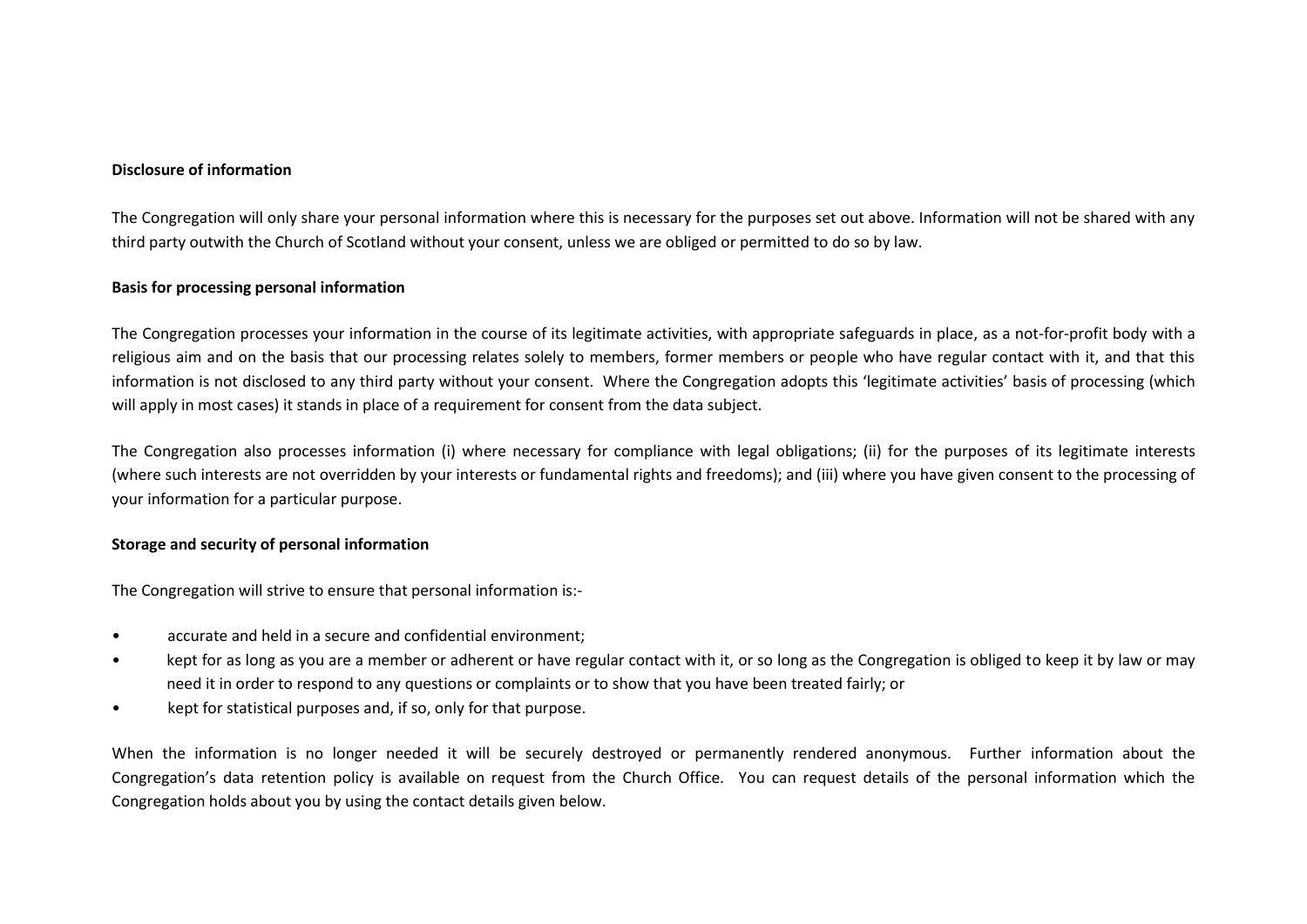**Disclosure of information**

The Congregation will only share your personal information where this is necessary for the purposes set out above. Information will not be shared with any third party outwith the Church of Scotland without your consent, unless we are obliged or permitted to do so by law.

**Basis for processing personal information**

The Congregation processes your information in the course of its legitimate activities, with appropriate safeguards in place, as a not-for-profit body with a religious aim and on the basis that our processing relates solely to members, former members or people who have regular contact with it, and that this information is not disclosed to any third party without your consent. Where the Congregation adopts this 'legitimate activities' basis of processing (which will apply in most cases) it stands in place of a requirement for consent from the data subject.

The Congregation also processes information (i) where necessary for compliance with legal obligations; (ii) for the purposes of its legitimate interests (where such interests are not overridden by your interests or fundamental rights and freedoms); and (iii) where you have given consent to the processing of your information for a particular purpose.

**Storage and security of personal information**

The Congregation will strive to ensure that personal information is:-

- accurate and held in a secure and confidential environment;
- kept for as long as you are a member or adherent or have regular contact with it, or so long as the Congregation is obliged to keep it by law or may need it in order to respond to any questions or complaints or to show that you have been treated fairly; or
- kept for statistical purposes and, if so, only for that purpose.

When the information is no longer needed it will be securely destroyed or permanently rendered anonymous. Further information about the Congregation's data retention policy is available on request from the Church Office. You can request details of the personal information which the Congregation holds about you by using the contact details given below.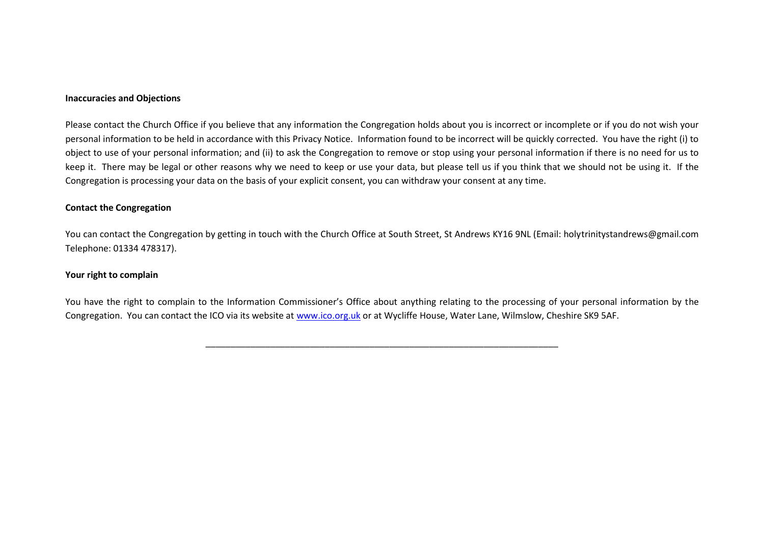**Inaccuracies and Objections**

Please contact the Church Office if you believe that any information the Congregation holds about you is incorrect or incomplete or if you do not wish your personal information to be held in accordance with this Privacy Notice. Information found to be incorrect will be quickly corrected. You have the right (i) to object to use of your personal information; and (ii) to ask the Congregation to remove or stop using your personal information if there is no need for us to keep it. There may be legal or other reasons why we need to keep or use your data, but please tell us if you think that we should not be using it. If the Congregation is processing your data on the basis of your explicit consent, you can withdraw your consent at any time.

**Contact the Congregation**

You can contact the Congregation by getting in touch with the Church Office at South Street, St Andrews KY16 9NL (Email: holytrinitystandrews@gmail.com Telephone: 01334 478317).

**Your right to complain**

You have the right to complain to the Information Commissioner's Office about anything relating to the processing of your personal information by the Congregation. You can contact the ICO via its website at [www.ico.org.uk](http://www.ico.org.uk) or at Wycliffe House, Water Lane, Wilmslow, Cheshire SK9 5AF.

---